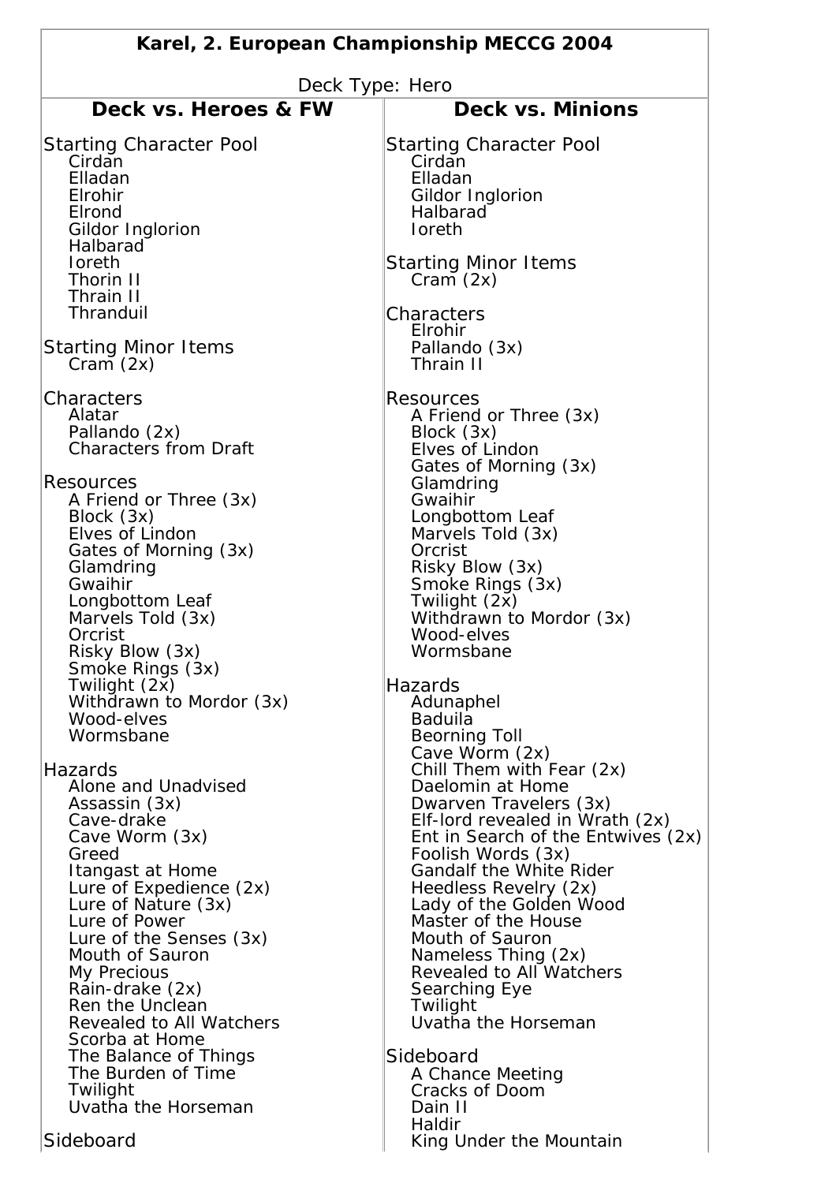# Karel, 2. European Championship MECCG 2004

Deck Type: Hero

## Deck vs. Heroes & FW

Starting Character Pool
- Cirdan
- Elladan
- Elrohir
- Elrond
- Gildor Inglorion
- Halbarad
- Ioreth
- Thorin II
- Thrain II
- Thranduil

Starting Minor Items
- Cram (2x)

Characters
- Alatar
- Pallando (2x)
- Characters from Draft

Resources
- A Friend or Three (3x)
- Block (3x)
- Elves of Lindon
- Gates of Morning (3x)
- Glamdring
- Gwaihir
- Longbottom Leaf
- Marvels Told (3x)
- Orcrist
- Risky Blow (3x)
- Smoke Rings (3x)
- Twilight (2x)
- Withdrawn to Mordor (3x)
- Wood-elves
- Wormsbane

Hazards
- Alone and Unadvised
- Assassin (3x)
- Cave-drake
- Cave Worm (3x)
- Greed
- Itangast at Home
- Lure of Expedience (2x)
- Lure of Nature (3x)
- Lure of Power
- Lure of the Senses (3x)
- Mouth of Sauron
- My Precious
- Rain-drake (2x)
- Ren the Unclean
- Revealed to All Watchers
- Scorba at Home
- The Balance of Things
- The Burden of Time
- Twilight
- Uvatha the Horseman

Sideboard

## Deck vs. Minions

Starting Character Pool
- Cirdan
- Elladan
- Gildor Inglorion
- Halbarad
- Ioreth

Starting Minor Items
- Cram (2x)

Characters
- Elrohir
- Pallando (3x)
- Thrain II

Resources
- A Friend or Three (3x)
- Block (3x)
- Elves of Lindon
- Gates of Morning (3x)
- Glamdring
- Gwaihir
- Longbottom Leaf
- Marvels Told (3x)
- Orcrist
- Risky Blow (3x)
- Smoke Rings (3x)
- Twilight (2x)
- Withdrawn to Mordor (3x)
- Wood-elves
- Wormsbane

Hazards
- Adunaphel
- Baduila
- Beorning Toll
- Cave Worm (2x)
- Chill Them with Fear (2x)
- Daelomin at Home
- Dwarven Travelers (3x)
- Elf-lord revealed in Wrath (2x)
- Ent in Search of the Entwives (2x)
- Foolish Words (3x)
- Gandalf the White Rider
- Heedless Revelry (2x)
- Lady of the Golden Wood
- Master of the House
- Mouth of Sauron
- Nameless Thing (2x)
- Revealed to All Watchers
- Searching Eye
- Twilight
- Uvatha the Horseman

Sideboard
- A Chance Meeting
- Cracks of Doom
- Dain II
- Haldir
- King Under the Mountain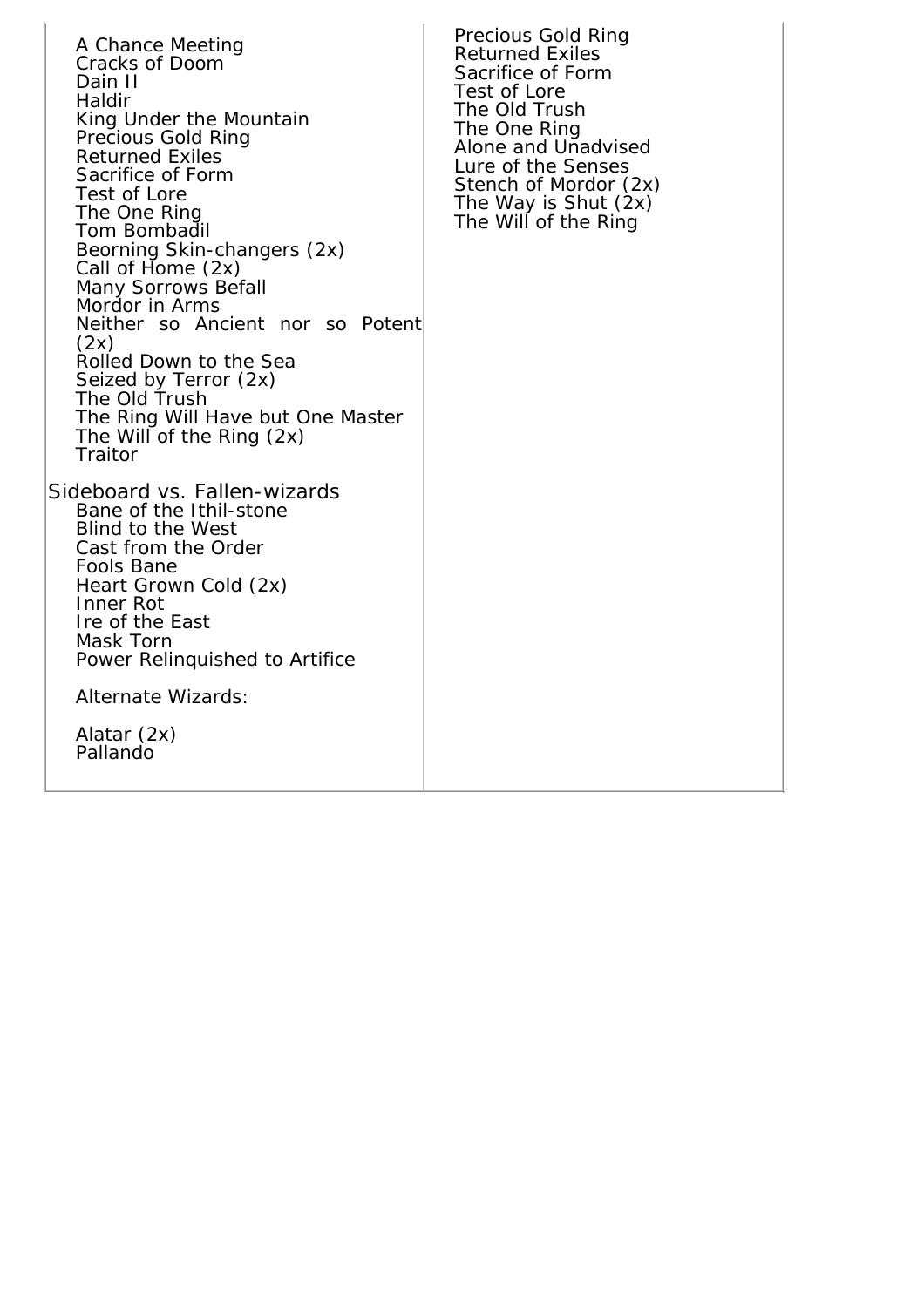A Chance Meeting
Cracks of Doom
Dain II
Haldir
King Under the Mountain
Precious Gold Ring
Returned Exiles
Sacrifice of Form
Test of Lore
The One Ring
Tom Bombadil
Beorning Skin-changers (2x)
Call of Home (2x)
Many Sorrows Befall
Mordor in Arms
Neither so Ancient nor so Potent (2x)
Rolled Down to the Sea
Seized by Terror (2x)
The Old Trush
The Ring Will Have but One Master
The Will of the Ring (2x)
Traitor

Sideboard vs. Fallen-wizards

Bane of the Ithil-stone
Blind to the West
Cast from the Order
Fools Bane
Heart Grown Cold (2x)
Inner Rot
Ire of the East
Mask Torn
Power Relinquished to Artifice

Alternate Wizards:

Alatar (2x)
Pallando

Precious Gold Ring
Returned Exiles
Sacrifice of Form
Test of Lore
The Old Trush
The One Ring
Alone and Unadvised
Lure of the Senses
Stench of Mordor (2x)
The Way is Shut (2x)
The Will of the Ring